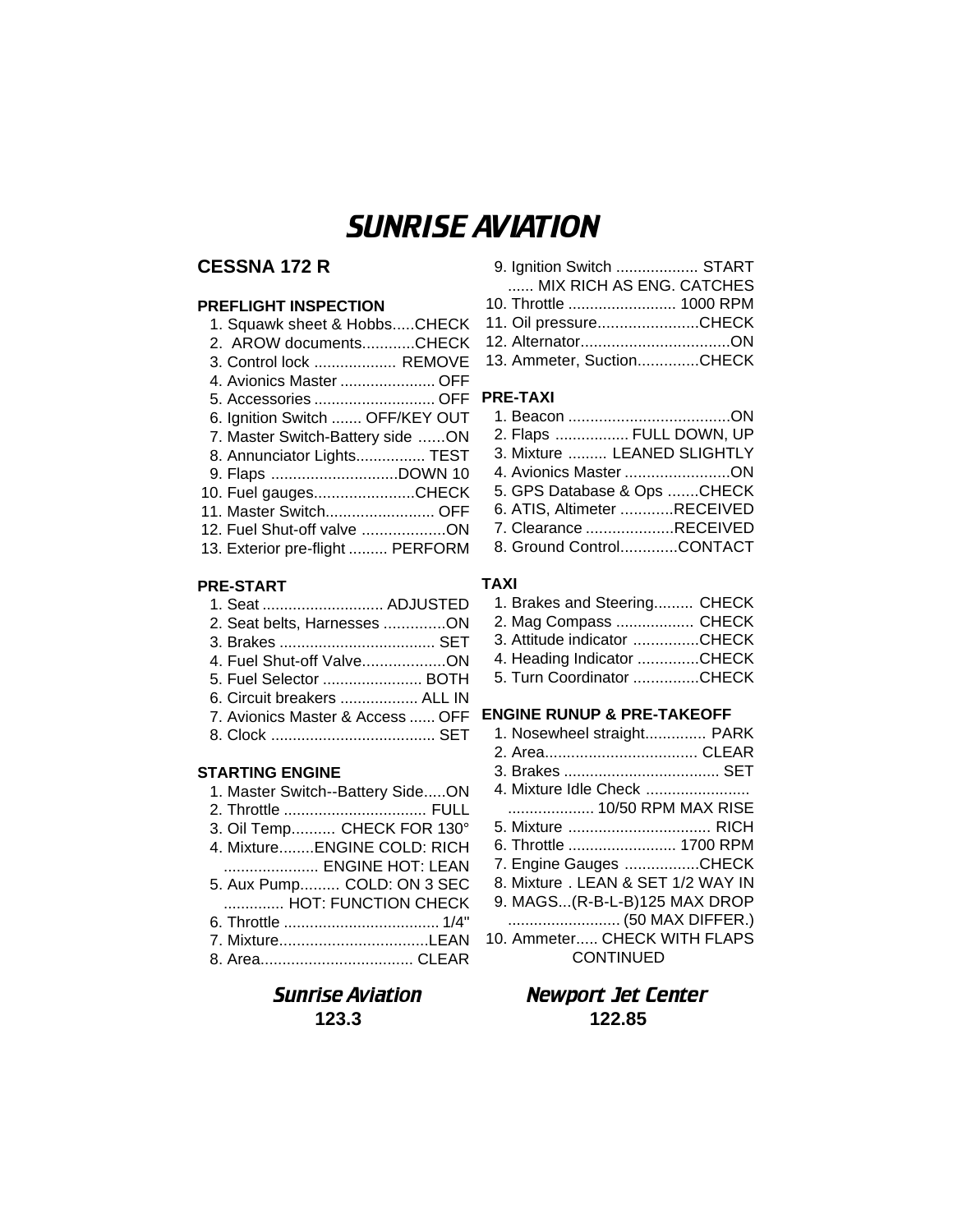# SUNRISE AVIATION

## CESSNA 172 R

### PREFLIGHT INSPECTION

1. Squawk sheet & Hobbs.....CHECK
2. AROW documents............CHECK
3. Control lock ................... REMOVE
4. Avionics Master ...................... OFF
5. Accessories ............................ OFF
6. Ignition Switch ....... OFF/KEY OUT
7. Master Switch-Battery side ......ON
8. Annunciator Lights................ TEST
9. Flaps .............................DOWN 10
10. Fuel gauges.......................CHECK
11. Master Switch......................... OFF
12. Fuel Shut-off valve ...................ON
13. Exterior pre-flight ......... PERFORM

### PRE-START

1. Seat ............................ ADJUSTED
2. Seat belts, Harnesses ..............ON
3. Brakes .................................... SET
4. Fuel Shut-off Valve...................ON
5. Fuel Selector ....................... BOTH
6. Circuit breakers .................. ALL IN
7. Avionics Master & Access ...... OFF
8. Clock ...................................... SET

### STARTING ENGINE

1. Master Switch--Battery Side.....ON
2. Throttle ................................. FULL
3. Oil Temp.......... CHECK FOR 130°
4. Mixture........ENGINE COLD: RICH
   ...................... ENGINE HOT: LEAN
5. Aux Pump......... COLD: ON 3 SEC
   .............. HOT: FUNCTION CHECK
6. Throttle .................................... 1/4"
7. Mixture..................................LEAN
8. Area................................... CLEAR
9. Ignition Switch ................... START
   ...... MIX RICH AS ENG. CATCHES
10. Throttle ......................... 1000 RPM
11. Oil pressure.......................CHECK
12. Alternator..................................ON
13. Ammeter, Suction..............CHECK

### PRE-TAXI

1. Beacon .....................................ON
2. Flaps ................. FULL DOWN, UP
3. Mixture ......... LEANED SLIGHTLY
4. Avionics Master ........................ON
5. GPS Database & Ops .......CHECK
6. ATIS, Altimeter ............RECEIVED
7. Clearance ....................RECEIVED
8. Ground Control.............CONTACT

### TAXI

1. Brakes and Steering......... CHECK
2. Mag Compass .................. CHECK
3. Attitude indicator ...............CHECK
4. Heading Indicator ..............CHECK
5. Turn Coordinator ...............CHECK

### ENGINE RUNUP & PRE-TAKEOFF

1. Nosewheel straight.............. PARK
2. Area................................... CLEAR
3. Brakes .................................... SET
4. Mixture Idle Check ........................
   .................... 10/50 RPM MAX RISE
5. Mixture ................................. RICH
6. Throttle ......................... 1700 RPM
7. Engine Gauges .................CHECK
8. Mixture . LEAN & SET 1/2 WAY IN
9. MAGS...(R-B-L-B)125 MAX DROP
   .......................... (50 MAX DIFFER.)
10. Ammeter..... CHECK WITH FLAPS

CONTINUED

**Sunrise Aviation**
**123.3**

**Newport Jet Center**
**122.85**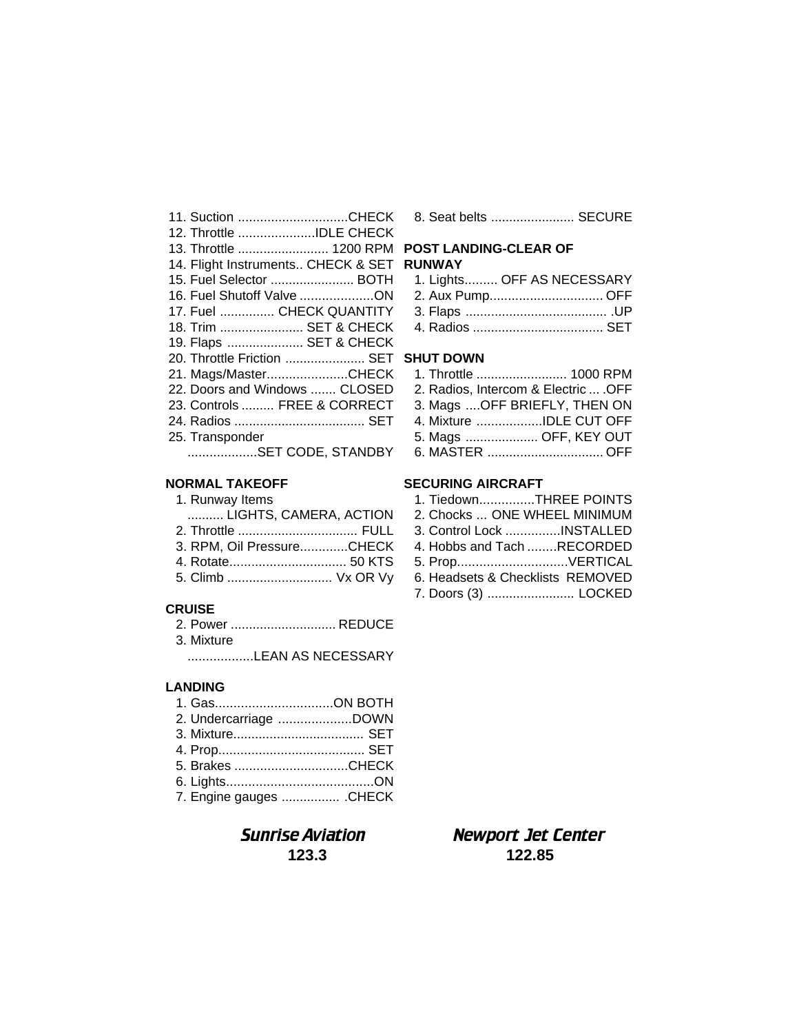11. Suction ..............................CHECK
12. Throttle .....................IDLE CHECK
13. Throttle ......................... 1200 RPM
14. Flight Instruments.. CHECK & SET
15. Fuel Selector ....................... BOTH
16. Fuel Shutoff Valve ....................ON
17. Fuel ............... CHECK QUANTITY
18. Trim ....................... SET & CHECK
19. Flaps ..................... SET & CHECK
20. Throttle Friction ...................... SET
21. Mags/Master......................CHECK
22. Doors and Windows ....... CLOSED
23. Controls ......... FREE & CORRECT
24. Radios .................................... SET
25. Transponder ...................SET CODE, STANDBY

**NORMAL TAKEOFF**

1. Runway Items .......... LIGHTS, CAMERA, ACTION
2. Throttle ................................. FULL
3. RPM, Oil Pressure.............CHECK
4. Rotate................................ 50 KTS
5. Climb ............................. Vx OR Vy

**CRUISE**

2. Power ............................. REDUCE
3. Mixture ..................LEAN AS NECESSARY

**LANDING**

1. Gas................................ON BOTH
2. Undercarriage ....................DOWN
3. Mixture.................................... SET
4. Prop........................................ SET
5. Brakes ...............................CHECK
6. Lights........................................ON
7. Engine gauges ................ .CHECK

8. Seat belts ....................... SECURE

**POST LANDING-CLEAR OF RUNWAY**

1. Lights......... OFF AS NECESSARY
2. Aux Pump............................... OFF
3. Flaps ....................................... .UP
4. Radios .................................... SET

**SHUT DOWN**

1. Throttle ......................... 1000 RPM
2. Radios, Intercom & Electric ... .OFF
3. Mags ....OFF BRIEFLY, THEN ON
4. Mixture ..................IDLE CUT OFF
5. Mags .................... OFF, KEY OUT
6. MASTER ................................ OFF

**SECURING AIRCRAFT**

1. Tiedown...............THREE POINTS
2. Chocks ... ONE WHEEL MINIMUM
3. Control Lock ...............INSTALLED
4. Hobbs and Tach ........RECORDED
5. Prop..............................VERTICAL
6. Headsets & Checklists REMOVED
7. Doors (3) ........................ LOCKED

***Sunrise Aviation***
**123.3**

***Newport Jet Center***
**122.85**